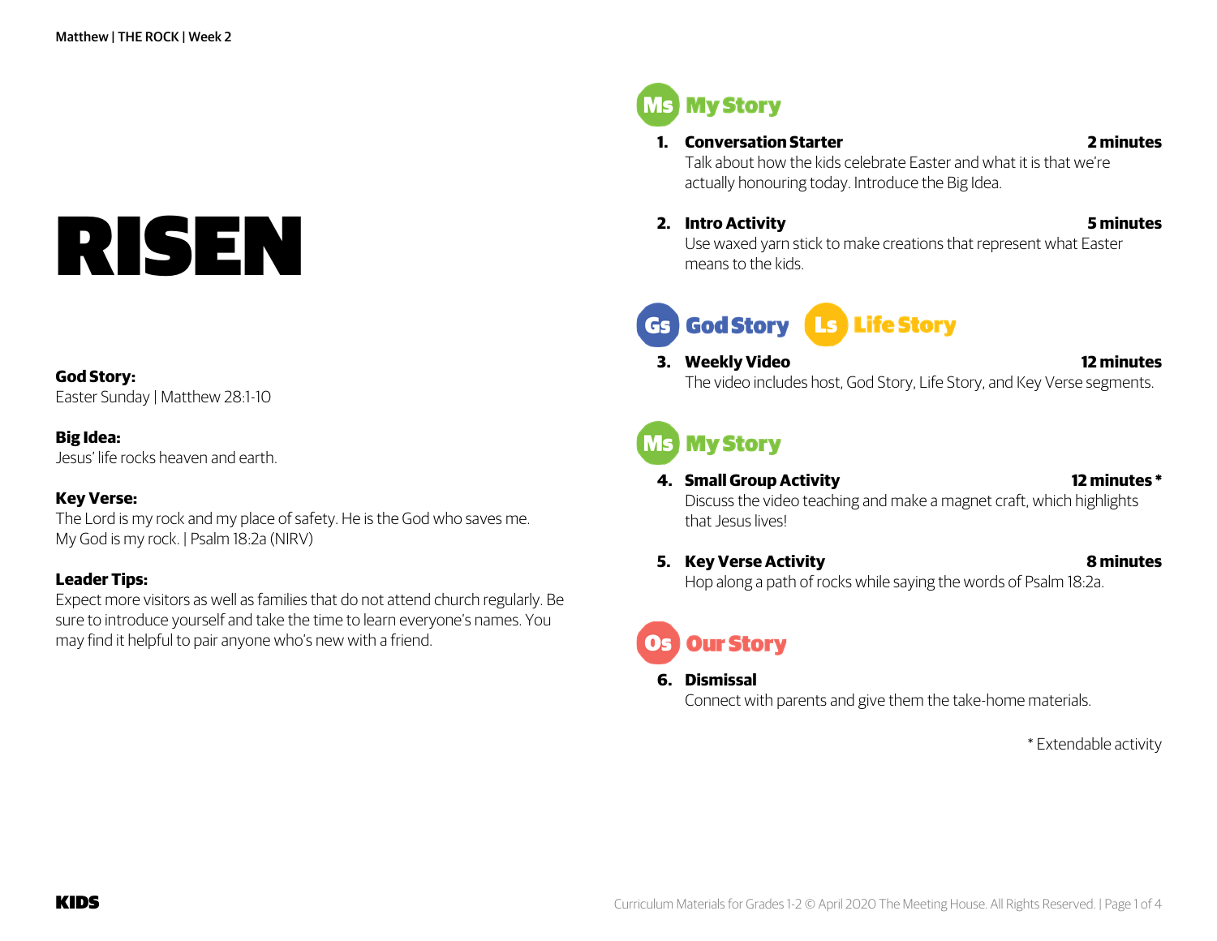# RISEN

**God Story:**
Easter Sunday | Matthew 28:1-10

**Big Idea:**
Jesus' life rocks heaven and earth.

**Key Verse:**
The Lord is my rock and my place of safety. He is the God who saves me. My God is my rock. | Psalm 18:2a (NIRV)

**Leader Tips:**
Expect more visitors as well as families that do not attend church regularly. Be sure to introduce yourself and take the time to learn everyone's names. You may find it helpful to pair anyone who's new with a friend.

## Ms My Story

1. **Conversation Starter** — **2 minutes**
   Talk about how the kids celebrate Easter and what it is that we're actually honouring today. Introduce the Big Idea.

2. **Intro Activity** — **5 minutes**
   Use waxed yarn stick to make creations that represent what Easter means to the kids.

## Gs God Story Ls Life Story

3. **Weekly Video** — **12 minutes**
   The video includes host, God Story, Life Story, and Key Verse segments.

## Ms My Story

4. **Small Group Activity** — **12 minutes ***
   Discuss the video teaching and make a magnet craft, which highlights that Jesus lives!

5. **Key Verse Activity** — **8 minutes**
   Hop along a path of rocks while saying the words of Psalm 18:2a.

## Os Our Story

6. **Dismissal**
   Connect with parents and give them the take-home materials.

* Extendable activity

KIDS

Curriculum Materials for Grades 1-2 © April 2020 The Meeting House. All Rights Reserved.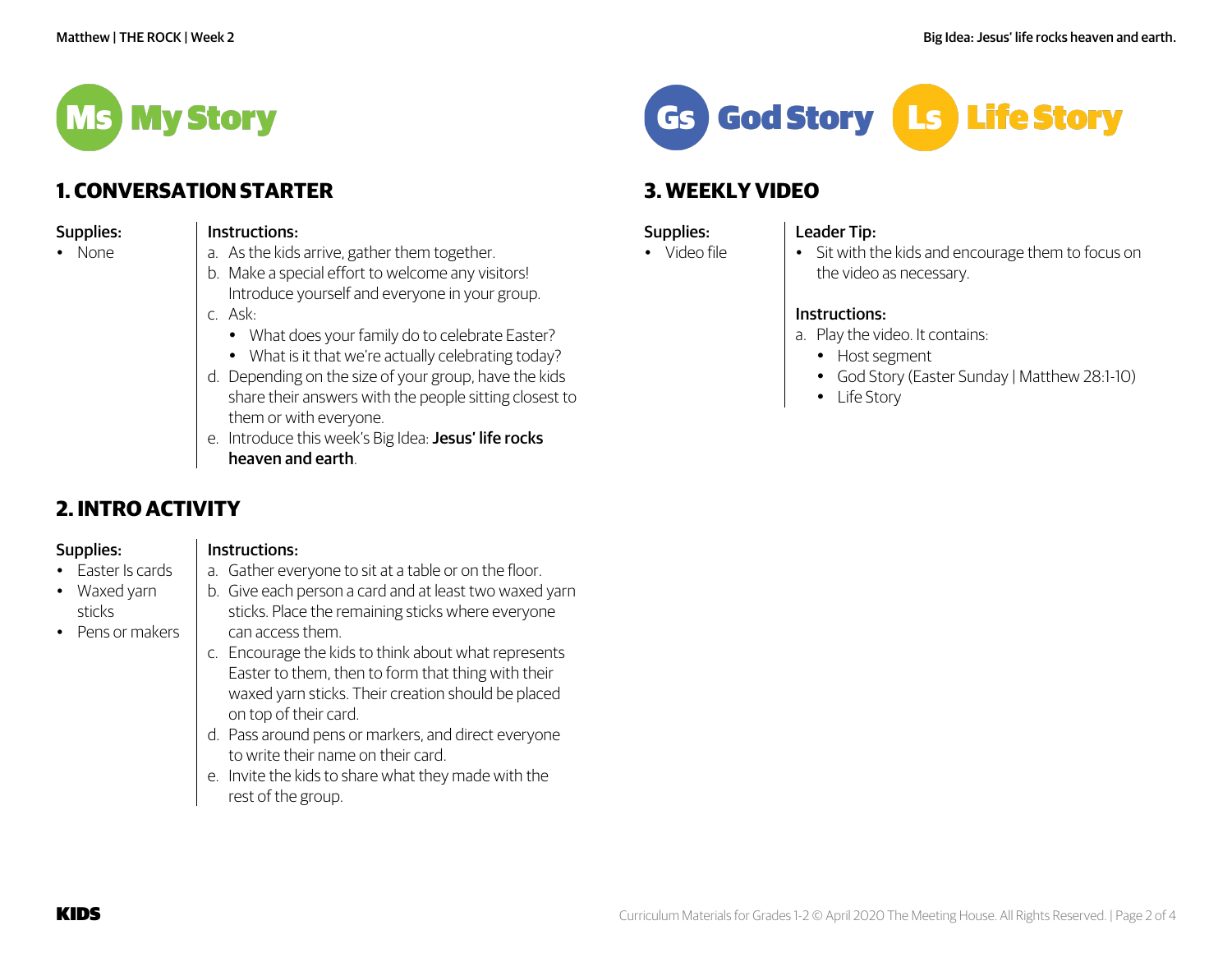# Ms My Story

## 1. CONVERSATION STARTER

**Supplies:**
- None

**Instructions:**

a. As the kids arrive, gather them together.

b. Make a special effort to welcome any visitors! Introduce yourself and everyone in your group.

c. Ask:
   - What does your family do to celebrate Easter?
   - What is it that we're actually celebrating today?

d. Depending on the size of your group, have the kids share their answers with the people sitting closest to them or with everyone.

e. Introduce this week's Big Idea: **Jesus' life rocks heaven and earth**.

## 2. INTRO ACTIVITY

**Supplies:**
- Easter Is cards
- Waxed yarn sticks
- Pens or makers

**Instructions:**

a. Gather everyone to sit at a table or on the floor.

b. Give each person a card and at least two waxed yarn sticks. Place the remaining sticks where everyone can access them.

c. Encourage the kids to think about what represents Easter to them, then to form that thing with their waxed yarn sticks. Their creation should be placed on top of their card.

d. Pass around pens or markers, and direct everyone to write their name on their card.

e. Invite the kids to share what they made with the rest of the group.

# Gs God Story Ls Life Story

## 3. WEEKLY VIDEO

**Supplies:**
- Video file

**Leader Tip:**
- Sit with the kids and encourage them to focus on the video as necessary.

**Instructions:**

a. Play the video. It contains:
   - Host segment
   - God Story (Easter Sunday | Matthew 28:1-10)
   - Life Story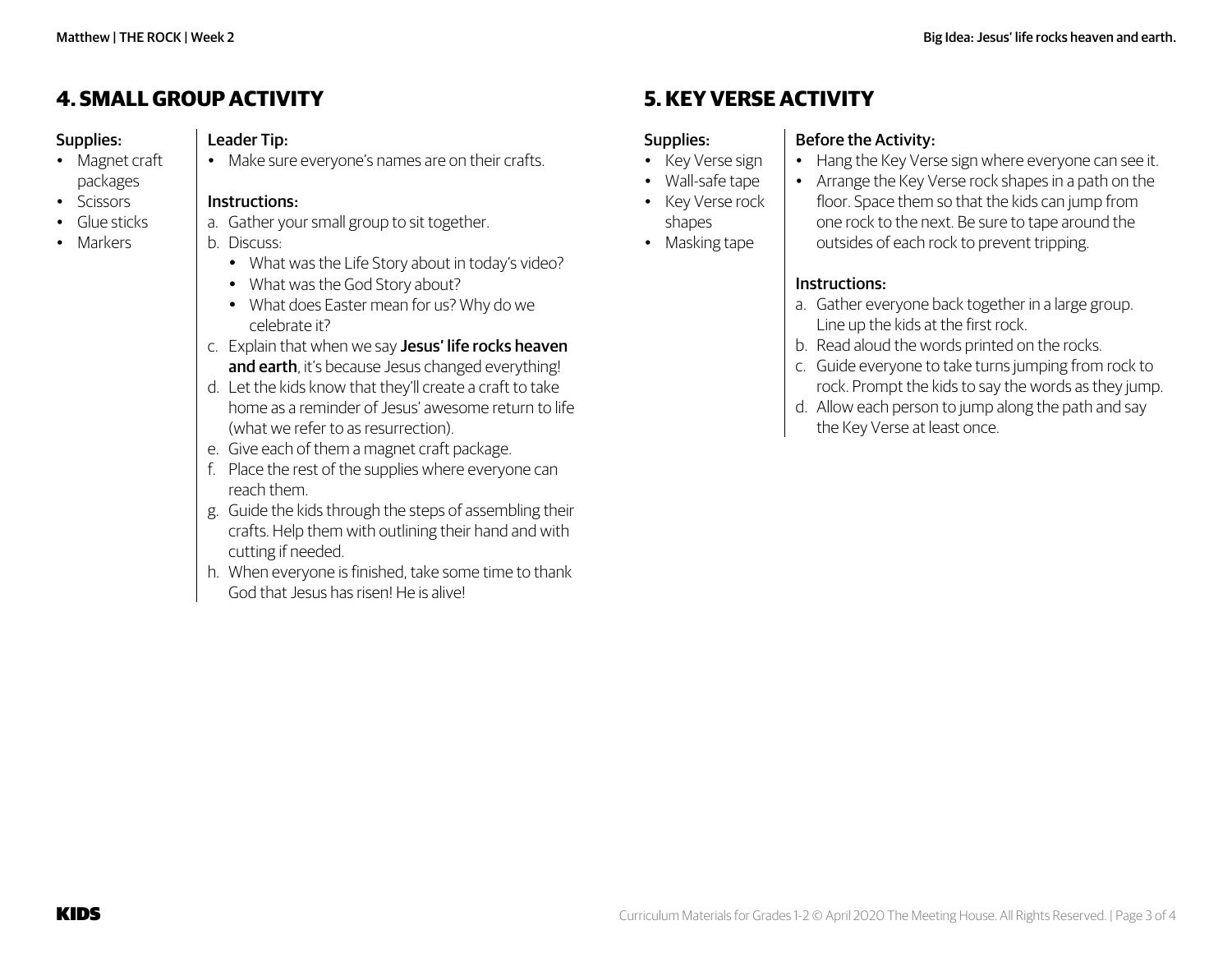## 4. SMALL GROUP ACTIVITY

**Supplies:**

- Magnet craft packages
- Scissors
- Glue sticks
- Markers

**Leader Tip:**

- Make sure everyone's names are on their crafts.

**Instructions:**

a. Gather your small group to sit together.
b. Discuss:
   - What was the Life Story about in today's video?
   - What was the God Story about?
   - What does Easter mean for us? Why do we celebrate it?
c. Explain that when we say **Jesus' life rocks heaven and earth**, it's because Jesus changed everything!
d. Let the kids know that they'll create a craft to take home as a reminder of Jesus' awesome return to life (what we refer to as resurrection).
e. Give each of them a magnet craft package.
f. Place the rest of the supplies where everyone can reach them.
g. Guide the kids through the steps of assembling their crafts. Help them with outlining their hand and with cutting if needed.
h. When everyone is finished, take some time to thank God that Jesus has risen! He is alive!

## 5. KEY VERSE ACTIVITY

**Supplies:**

- Key Verse sign
- Wall-safe tape
- Key Verse rock shapes
- Masking tape

**Before the Activity:**

- Hang the Key Verse sign where everyone can see it.
- Arrange the Key Verse rock shapes in a path on the floor. Space them so that the kids can jump from one rock to the next. Be sure to tape around the outsides of each rock to prevent tripping.

**Instructions:**

a. Gather everyone back together in a large group. Line up the kids at the first rock.
b. Read aloud the words printed on the rocks.
c. Guide everyone to take turns jumping from rock to rock. Prompt the kids to say the words as they jump.
d. Allow each person to jump along the path and say the Key Verse at least once.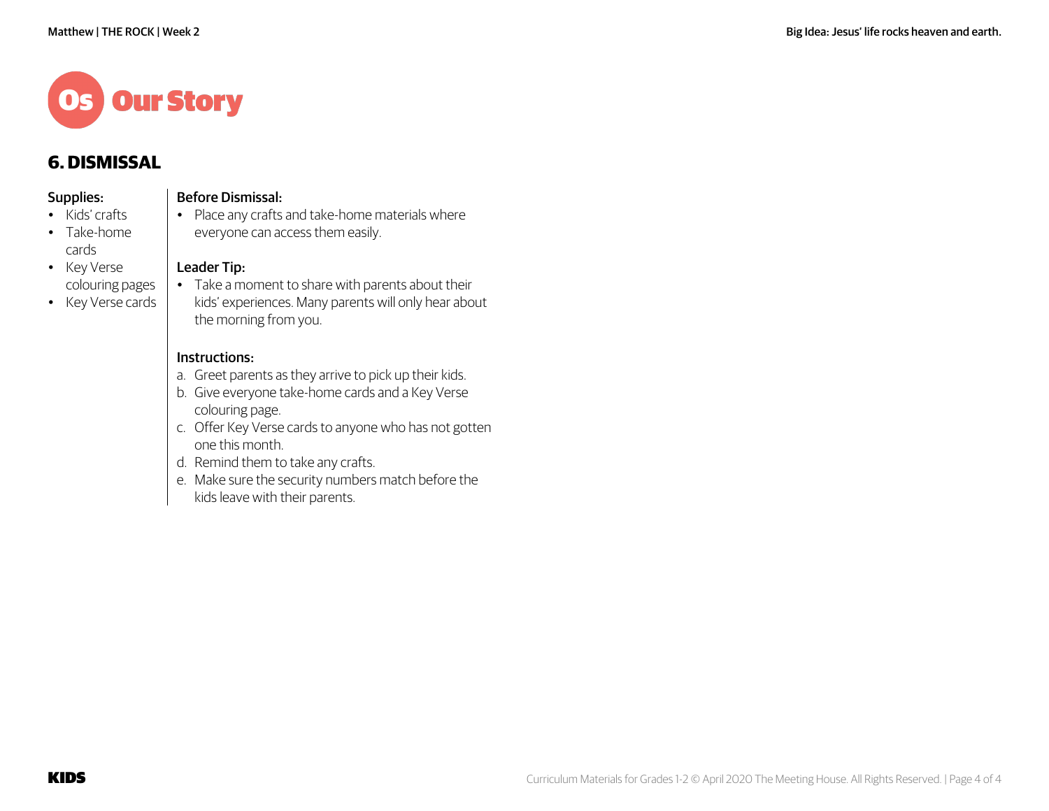# Our Story

## 6. DISMISSAL

**Supplies:**

- Kids' crafts
- Take-home cards
- Key Verse colouring pages
- Key Verse cards

**Before Dismissal:**

- Place any crafts and take-home materials where everyone can access them easily.

**Leader Tip:**

- Take a moment to share with parents about their kids' experiences. Many parents will only hear about the morning from you.

**Instructions:**

a. Greet parents as they arrive to pick up their kids.
b. Give everyone take-home cards and a Key Verse colouring page.
c. Offer Key Verse cards to anyone who has not gotten one this month.
d. Remind them to take any crafts.
e. Make sure the security numbers match before the kids leave with their parents.